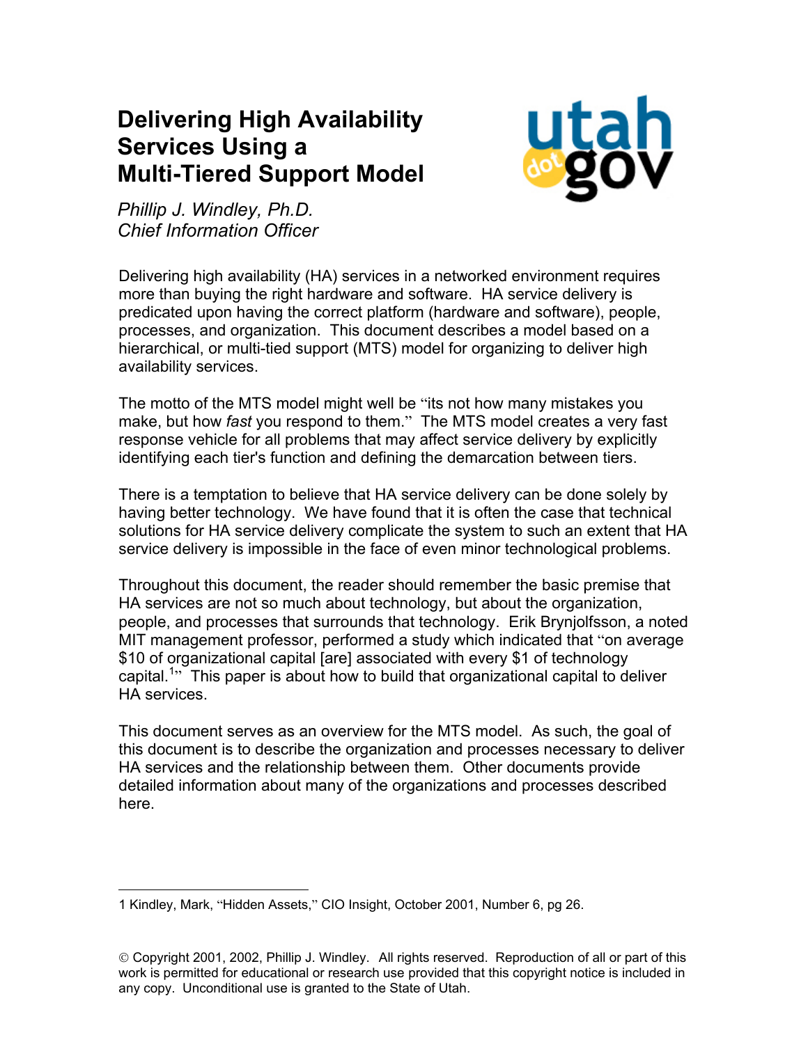# Delivering High Availability Services Using a Multi-Tiered Support Model

*Phillip J. Windley, Ph.D.*
*Chief Information Officer*

Delivering high availability (HA) services in a networked environment requires more than buying the right hardware and software. HA service delivery is predicated upon having the correct platform (hardware and software), people, processes, and organization. This document describes a model based on a hierarchical, or multi-tied support (MTS) model for organizing to deliver high availability services.

The motto of the MTS model might well be "its not how many mistakes you make, but how *fast* you respond to them." The MTS model creates a very fast response vehicle for all problems that may affect service delivery by explicitly identifying each tier's function and defining the demarcation between tiers.

There is a temptation to believe that HA service delivery can be done solely by having better technology. We have found that it is often the case that technical solutions for HA service delivery complicate the system to such an extent that HA service delivery is impossible in the face of even minor technological problems.

Throughout this document, the reader should remember the basic premise that HA services are not so much about technology, but about the organization, people, and processes that surrounds that technology. Erik Brynjolfsson, a noted MIT management professor, performed a study which indicated that "on average $10 of organizational capital [are] associated with every $1 of technology capital.[1]" This paper is about how to build that organizational capital to deliver HA services.

This document serves as an overview for the MTS model. As such, the goal of this document is to describe the organization and processes necessary to deliver HA services and the relationship between them. Other documents provide detailed information about many of the organizations and processes described here.

---

1 Kindley, Mark, "Hidden Assets," CIO Insight, October 2001, Number 6, pg 26.

© Copyright 2001, 2002, Phillip J. Windley. All rights reserved. Reproduction of all or part of this work is permitted for educational or research use provided that this copyright notice is included in any copy. Unconditional use is granted to the State of Utah.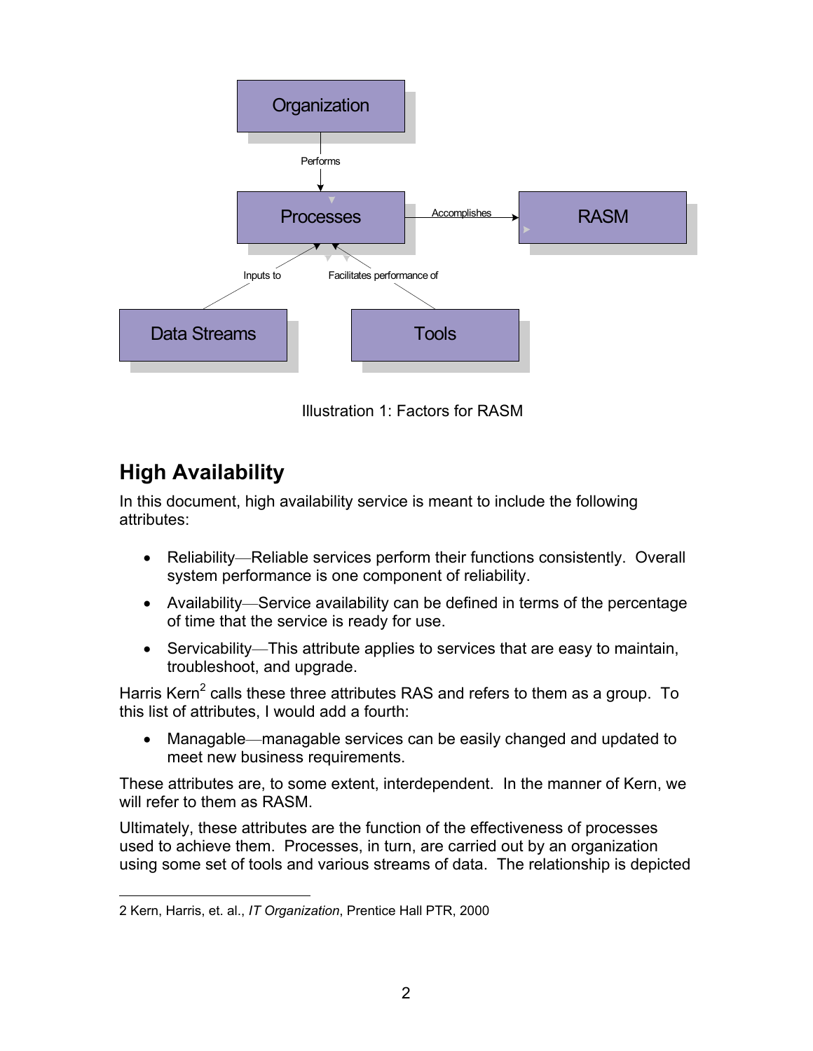Illustration 1: Factors for RASM

## High Availability

In this document, high availability service is meant to include the following attributes:

- Reliability—Reliable services perform their functions consistently. Overall system performance is one component of reliability.
- Availability—Service availability can be defined in terms of the percentage of time that the service is ready for use.
- Servicability—This attribute applies to services that are easy to maintain, troubleshoot, and upgrade.

Harris Kern[2] calls these three attributes RAS and refers to them as a group. To this list of attributes, I would add a fourth:

- Managable—managable services can be easily changed and updated to meet new business requirements.

These attributes are, to some extent, interdependent. In the manner of Kern, we will refer to them as RASM.

Ultimately, these attributes are the function of the effectiveness of processes used to achieve them. Processes, in turn, are carried out by an organization using some set of tools and various streams of data. The relationship is depicted

2 Kern, Harris, et. al., *IT Organization*, Prentice Hall PTR, 2000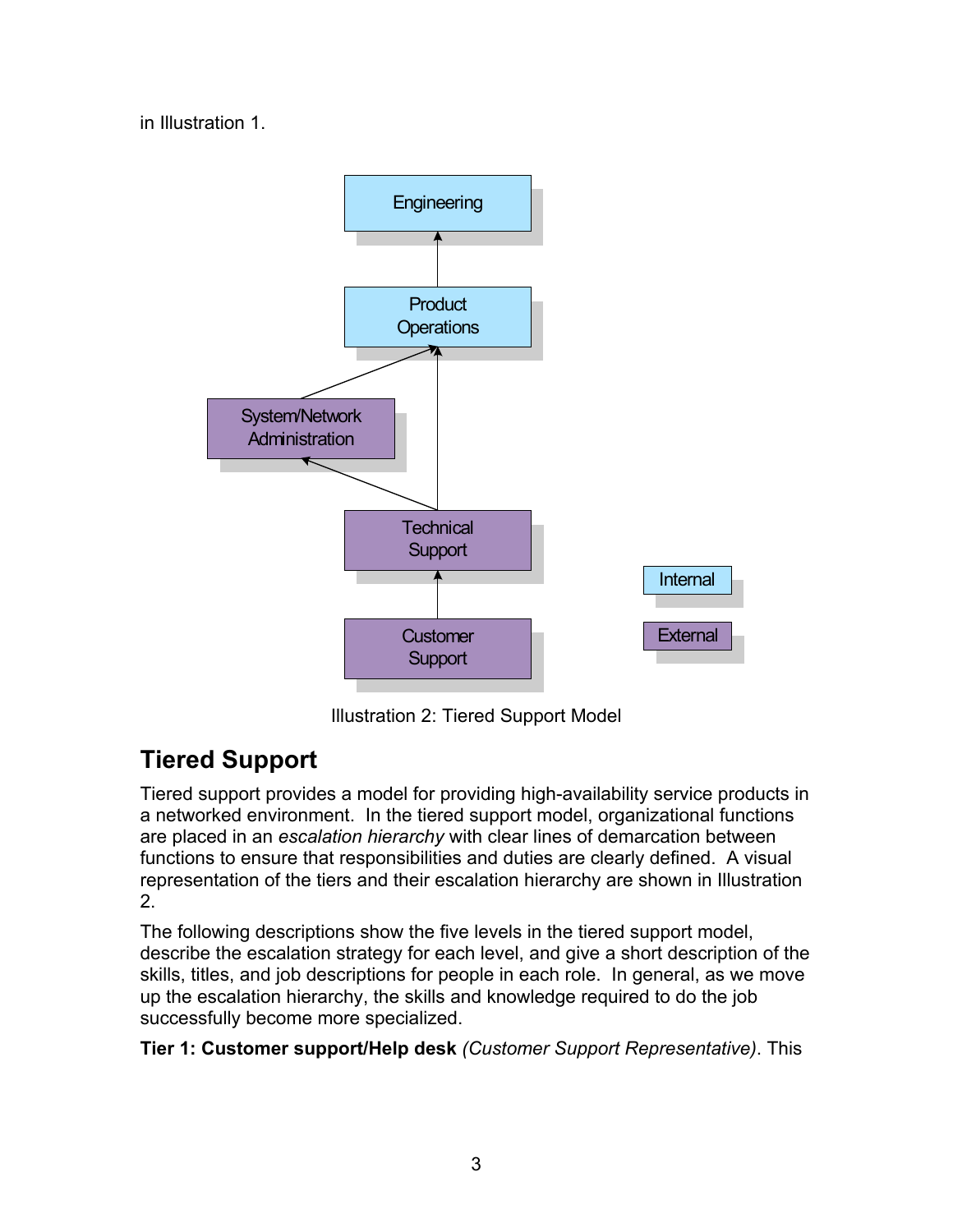in Illustration 1.

Illustration 2: Tiered Support Model

## Tiered Support

Tiered support provides a model for providing high-availability service products in a networked environment. In the tiered support model, organizational functions are placed in an *escalation hierarchy* with clear lines of demarcation between functions to ensure that responsibilities and duties are clearly defined. A visual representation of the tiers and their escalation hierarchy are shown in Illustration 2.

The following descriptions show the five levels in the tiered support model, describe the escalation strategy for each level, and give a short description of the skills, titles, and job descriptions for people in each role. In general, as we move up the escalation hierarchy, the skills and knowledge required to do the job successfully become more specialized.

**Tier 1: Customer support/Help desk** *(Customer Support Representative)*. This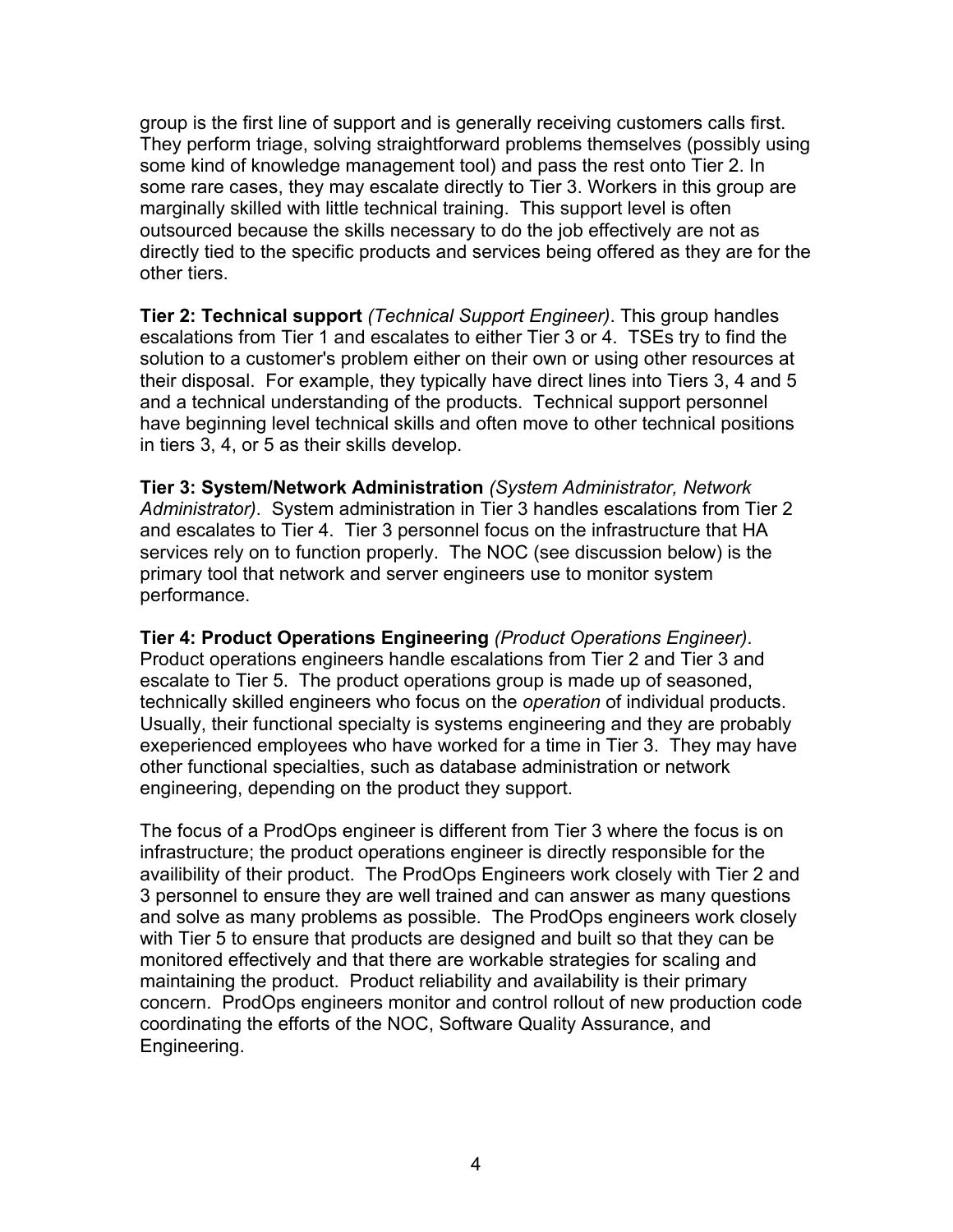group is the first line of support and is generally receiving customers calls first. They perform triage, solving straightforward problems themselves (possibly using some kind of knowledge management tool) and pass the rest onto Tier 2. In some rare cases, they may escalate directly to Tier 3. Workers in this group are marginally skilled with little technical training. This support level is often outsourced because the skills necessary to do the job effectively are not as directly tied to the specific products and services being offered as they are for the other tiers.

**Tier 2: Technical support** *(Technical Support Engineer)*. This group handles escalations from Tier 1 and escalates to either Tier 3 or 4. TSEs try to find the solution to a customer's problem either on their own or using other resources at their disposal. For example, they typically have direct lines into Tiers 3, 4 and 5 and a technical understanding of the products. Technical support personnel have beginning level technical skills and often move to other technical positions in tiers 3, 4, or 5 as their skills develop.

**Tier 3: System/Network Administration** *(System Administrator, Network Administrator)*. System administration in Tier 3 handles escalations from Tier 2 and escalates to Tier 4. Tier 3 personnel focus on the infrastructure that HA services rely on to function properly. The NOC (see discussion below) is the primary tool that network and server engineers use to monitor system performance.

**Tier 4: Product Operations Engineering** *(Product Operations Engineer)*. Product operations engineers handle escalations from Tier 2 and Tier 3 and escalate to Tier 5. The product operations group is made up of seasoned, technically skilled engineers who focus on the *operation* of individual products. Usually, their functional specialty is systems engineering and they are probably exeperienced employees who have worked for a time in Tier 3. They may have other functional specialties, such as database administration or network engineering, depending on the product they support.

The focus of a ProdOps engineer is different from Tier 3 where the focus is on infrastructure; the product operations engineer is directly responsible for the availibility of their product. The ProdOps Engineers work closely with Tier 2 and 3 personnel to ensure they are well trained and can answer as many questions and solve as many problems as possible. The ProdOps engineers work closely with Tier 5 to ensure that products are designed and built so that they can be monitored effectively and that there are workable strategies for scaling and maintaining the product. Product reliability and availability is their primary concern. ProdOps engineers monitor and control rollout of new production code coordinating the efforts of the NOC, Software Quality Assurance, and Engineering.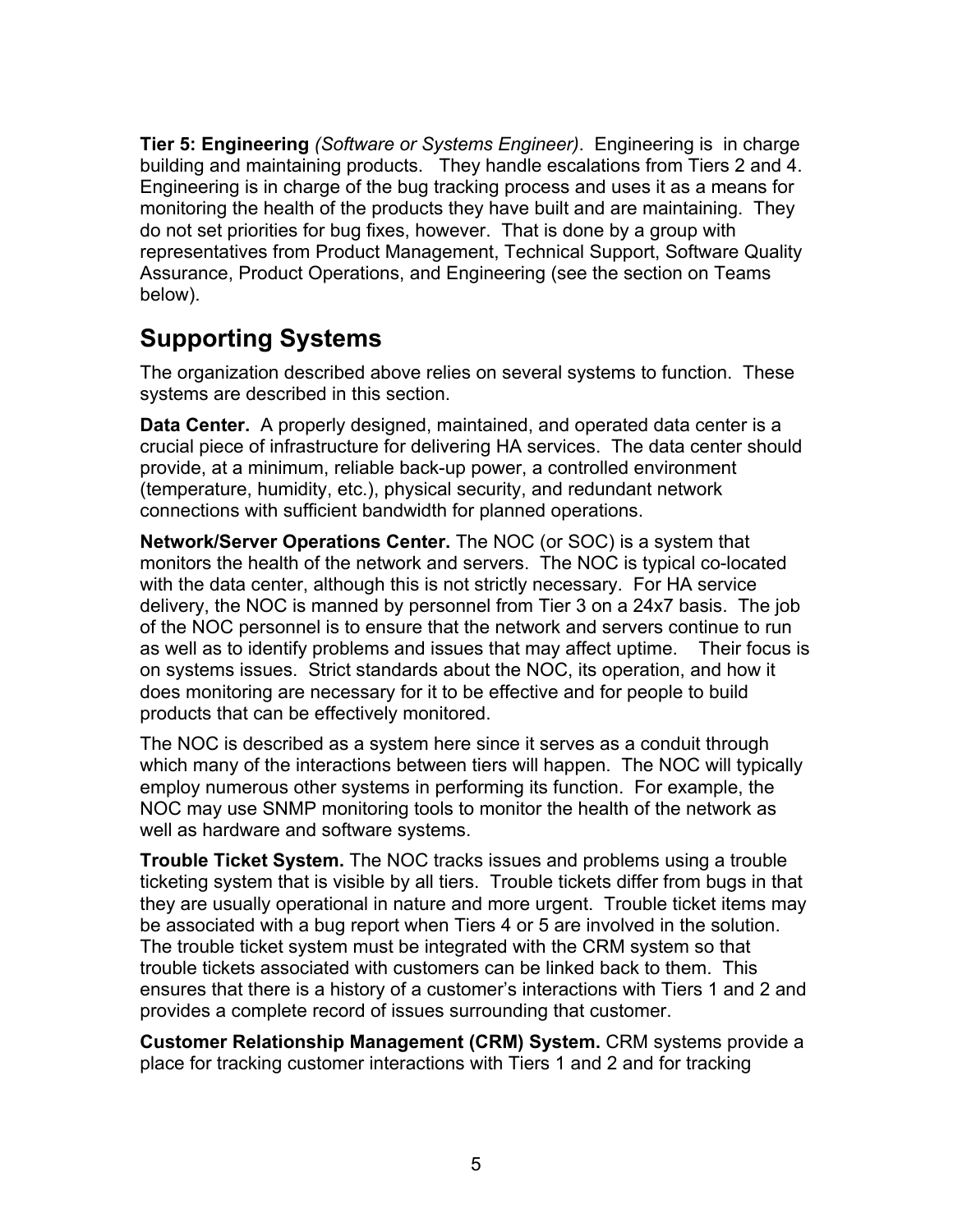**Tier 5: Engineering** *(Software or Systems Engineer)*. Engineering is in charge building and maintaining products. They handle escalations from Tiers 2 and 4. Engineering is in charge of the bug tracking process and uses it as a means for monitoring the health of the products they have built and are maintaining. They do not set priorities for bug fixes, however. That is done by a group with representatives from Product Management, Technical Support, Software Quality Assurance, Product Operations, and Engineering (see the section on Teams below).

## Supporting Systems

The organization described above relies on several systems to function. These systems are described in this section.

**Data Center.** A properly designed, maintained, and operated data center is a crucial piece of infrastructure for delivering HA services. The data center should provide, at a minimum, reliable back-up power, a controlled environment (temperature, humidity, etc.), physical security, and redundant network connections with sufficient bandwidth for planned operations.

**Network/Server Operations Center.** The NOC (or SOC) is a system that monitors the health of the network and servers. The NOC is typical co-located with the data center, although this is not strictly necessary. For HA service delivery, the NOC is manned by personnel from Tier 3 on a 24x7 basis. The job of the NOC personnel is to ensure that the network and servers continue to run as well as to identify problems and issues that may affect uptime. Their focus is on systems issues. Strict standards about the NOC, its operation, and how it does monitoring are necessary for it to be effective and for people to build products that can be effectively monitored.

The NOC is described as a system here since it serves as a conduit through which many of the interactions between tiers will happen. The NOC will typically employ numerous other systems in performing its function. For example, the NOC may use SNMP monitoring tools to monitor the health of the network as well as hardware and software systems.

**Trouble Ticket System.** The NOC tracks issues and problems using a trouble ticketing system that is visible by all tiers. Trouble tickets differ from bugs in that they are usually operational in nature and more urgent. Trouble ticket items may be associated with a bug report when Tiers 4 or 5 are involved in the solution. The trouble ticket system must be integrated with the CRM system so that trouble tickets associated with customers can be linked back to them. This ensures that there is a history of a customer's interactions with Tiers 1 and 2 and provides a complete record of issues surrounding that customer.

**Customer Relationship Management (CRM) System.** CRM systems provide a place for tracking customer interactions with Tiers 1 and 2 and for tracking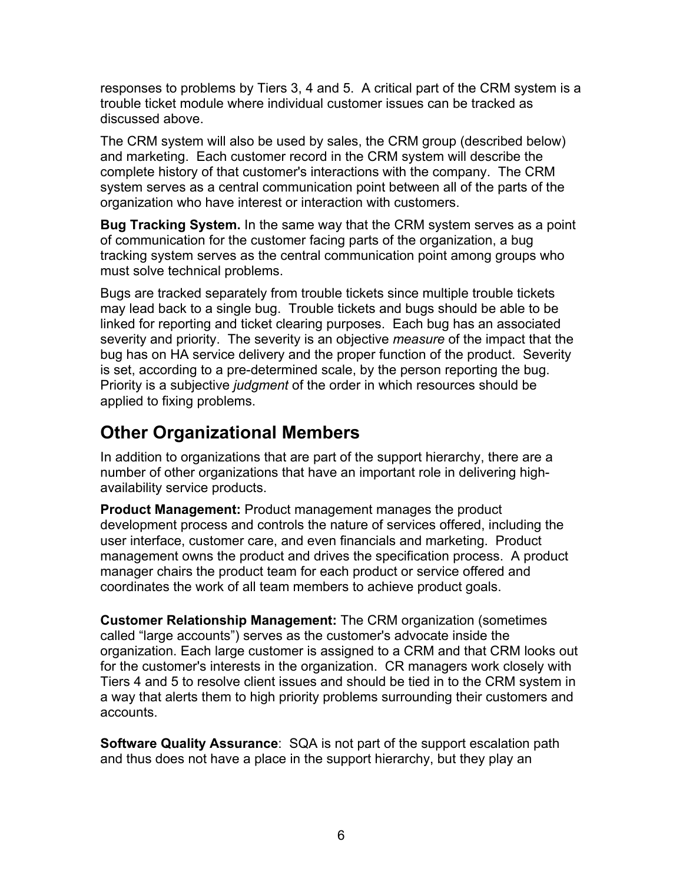responses to problems by Tiers 3, 4 and 5. A critical part of the CRM system is a trouble ticket module where individual customer issues can be tracked as discussed above.

The CRM system will also be used by sales, the CRM group (described below) and marketing. Each customer record in the CRM system will describe the complete history of that customer's interactions with the company. The CRM system serves as a central communication point between all of the parts of the organization who have interest or interaction with customers.

**Bug Tracking System.** In the same way that the CRM system serves as a point of communication for the customer facing parts of the organization, a bug tracking system serves as the central communication point among groups who must solve technical problems.

Bugs are tracked separately from trouble tickets since multiple trouble tickets may lead back to a single bug. Trouble tickets and bugs should be able to be linked for reporting and ticket clearing purposes. Each bug has an associated severity and priority. The severity is an objective *measure* of the impact that the bug has on HA service delivery and the proper function of the product. Severity is set, according to a pre-determined scale, by the person reporting the bug. Priority is a subjective *judgment* of the order in which resources should be applied to fixing problems.

## Other Organizational Members

In addition to organizations that are part of the support hierarchy, there are a number of other organizations that have an important role in delivering high-availability service products.

**Product Management:** Product management manages the product development process and controls the nature of services offered, including the user interface, customer care, and even financials and marketing. Product management owns the product and drives the specification process. A product manager chairs the product team for each product or service offered and coordinates the work of all team members to achieve product goals.

**Customer Relationship Management:** The CRM organization (sometimes called "large accounts") serves as the customer's advocate inside the organization. Each large customer is assigned to a CRM and that CRM looks out for the customer's interests in the organization. CR managers work closely with Tiers 4 and 5 to resolve client issues and should be tied in to the CRM system in a way that alerts them to high priority problems surrounding their customers and accounts.

**Software Quality Assurance**: SQA is not part of the support escalation path and thus does not have a place in the support hierarchy, but they play an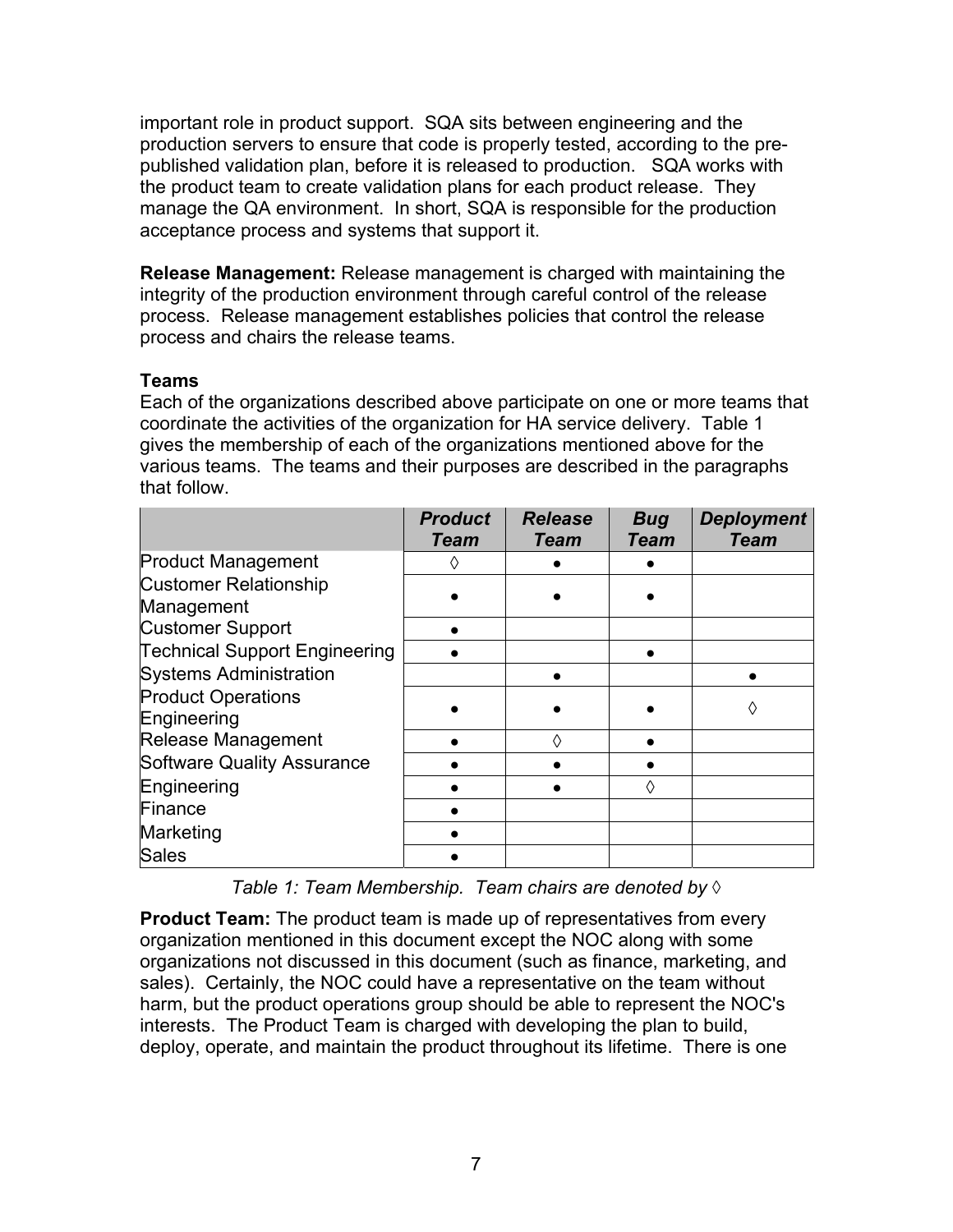important role in product support. SQA sits between engineering and the production servers to ensure that code is properly tested, according to the pre-published validation plan, before it is released to production. SQA works with the product team to create validation plans for each product release. They manage the QA environment. In short, SQA is responsible for the production acceptance process and systems that support it.

**Release Management:** Release management is charged with maintaining the integrity of the production environment through careful control of the release process. Release management establishes policies that control the release process and chairs the release teams.

**Teams**

Each of the organizations described above participate on one or more teams that coordinate the activities of the organization for HA service delivery. Table 1 gives the membership of each of the organizations mentioned above for the various teams. The teams and their purposes are described in the paragraphs that follow.

| | *Product Team* | *Release Team* | *Bug Team* | *Deployment Team* |
|---|---|---|---|---|
| Product Management | ◊ | ● | ● | |
| Customer Relationship Management | ● | ● | ● | |
| Customer Support | ● | | | |
| Technical Support Engineering | ● | | ● | |
| Systems Administration | | ● | | ● |
| Product Operations Engineering | ● | ● | ● | ◊ |
| Release Management | ● | ◊ | ● | |
| Software Quality Assurance | ● | ● | ● | |
| Engineering | ● | ● | ◊ | |
| Finance | ● | | | |
| Marketing | ● | | | |
| Sales | ● | | | |

*Table 1: Team Membership. Team chairs are denoted by ◊*

**Product Team:** The product team is made up of representatives from every organization mentioned in this document except the NOC along with some organizations not discussed in this document (such as finance, marketing, and sales). Certainly, the NOC could have a representative on the team without harm, but the product operations group should be able to represent the NOC's interests. The Product Team is charged with developing the plan to build, deploy, operate, and maintain the product throughout its lifetime. There is one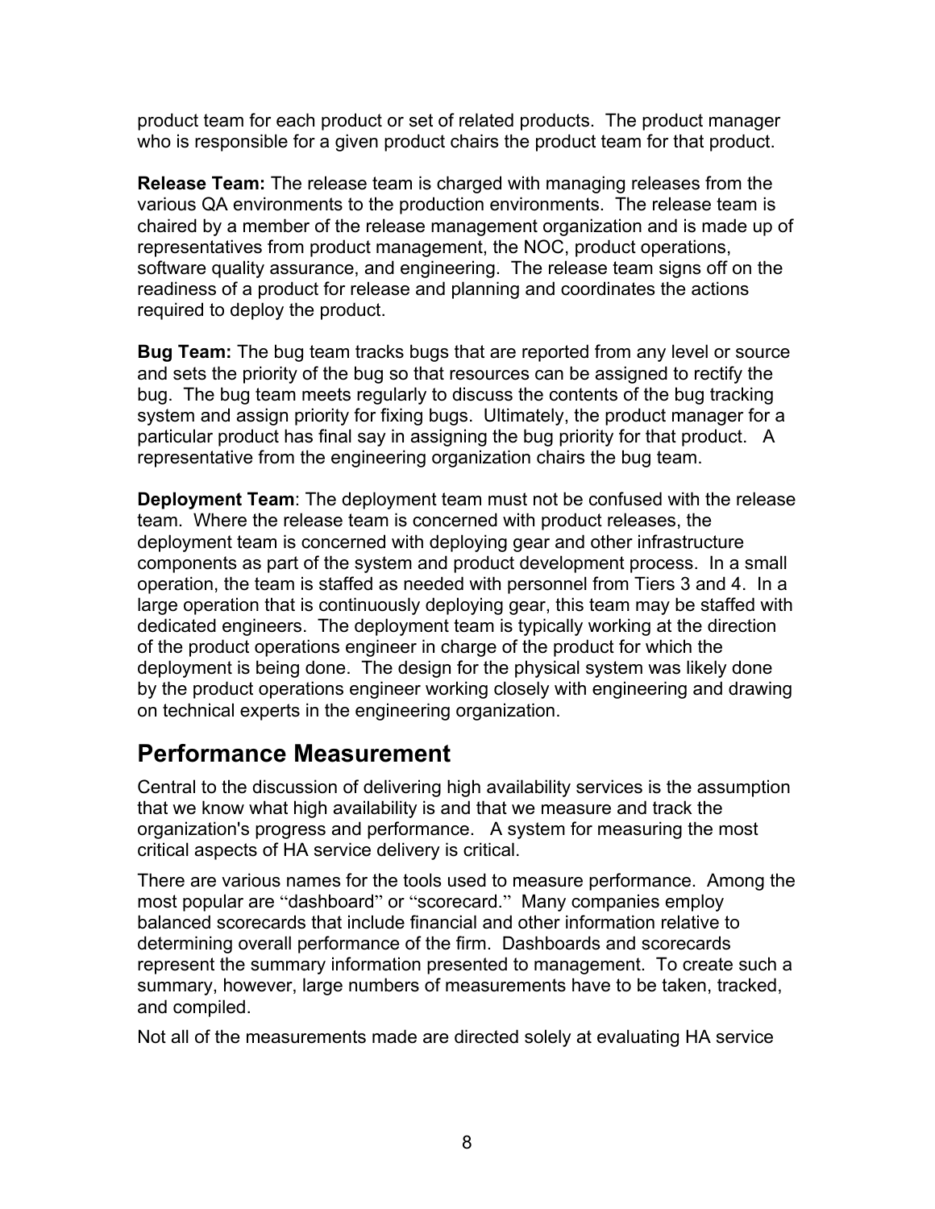product team for each product or set of related products. The product manager who is responsible for a given product chairs the product team for that product.

**Release Team:** The release team is charged with managing releases from the various QA environments to the production environments. The release team is chaired by a member of the release management organization and is made up of representatives from product management, the NOC, product operations, software quality assurance, and engineering. The release team signs off on the readiness of a product for release and planning and coordinates the actions required to deploy the product.

**Bug Team:** The bug team tracks bugs that are reported from any level or source and sets the priority of the bug so that resources can be assigned to rectify the bug. The bug team meets regularly to discuss the contents of the bug tracking system and assign priority for fixing bugs. Ultimately, the product manager for a particular product has final say in assigning the bug priority for that product. A representative from the engineering organization chairs the bug team.

**Deployment Team**: The deployment team must not be confused with the release team. Where the release team is concerned with product releases, the deployment team is concerned with deploying gear and other infrastructure components as part of the system and product development process. In a small operation, the team is staffed as needed with personnel from Tiers 3 and 4. In a large operation that is continuously deploying gear, this team may be staffed with dedicated engineers. The deployment team is typically working at the direction of the product operations engineer in charge of the product for which the deployment is being done. The design for the physical system was likely done by the product operations engineer working closely with engineering and drawing on technical experts in the engineering organization.

## Performance Measurement

Central to the discussion of delivering high availability services is the assumption that we know what high availability is and that we measure and track the organization's progress and performance. A system for measuring the most critical aspects of HA service delivery is critical.

There are various names for the tools used to measure performance. Among the most popular are "dashboard" or "scorecard." Many companies employ balanced scorecards that include financial and other information relative to determining overall performance of the firm. Dashboards and scorecards represent the summary information presented to management. To create such a summary, however, large numbers of measurements have to be taken, tracked, and compiled.

Not all of the measurements made are directed solely at evaluating HA service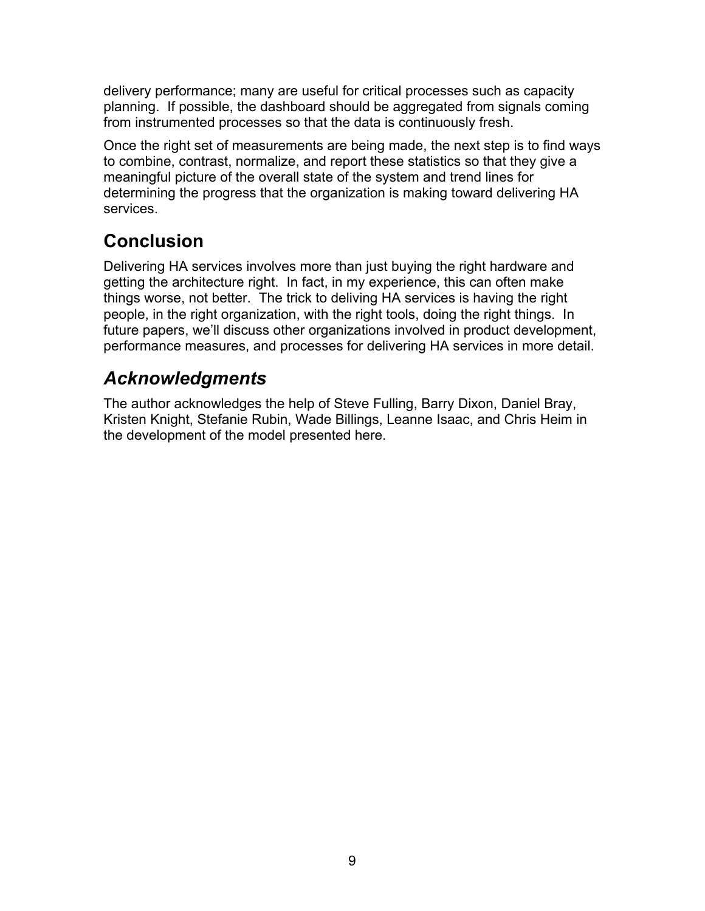delivery performance; many are useful for critical processes such as capacity planning. If possible, the dashboard should be aggregated from signals coming from instrumented processes so that the data is continuously fresh.

Once the right set of measurements are being made, the next step is to find ways to combine, contrast, normalize, and report these statistics so that they give a meaningful picture of the overall state of the system and trend lines for determining the progress that the organization is making toward delivering HA services.

## Conclusion

Delivering HA services involves more than just buying the right hardware and getting the architecture right. In fact, in my experience, this can often make things worse, not better. The trick to deliving HA services is having the right people, in the right organization, with the right tools, doing the right things. In future papers, we'll discuss other organizations involved in product development, performance measures, and processes for delivering HA services in more detail.

## *Acknowledgments*

The author acknowledges the help of Steve Fulling, Barry Dixon, Daniel Bray, Kristen Knight, Stefanie Rubin, Wade Billings, Leanne Isaac, and Chris Heim in the development of the model presented here.